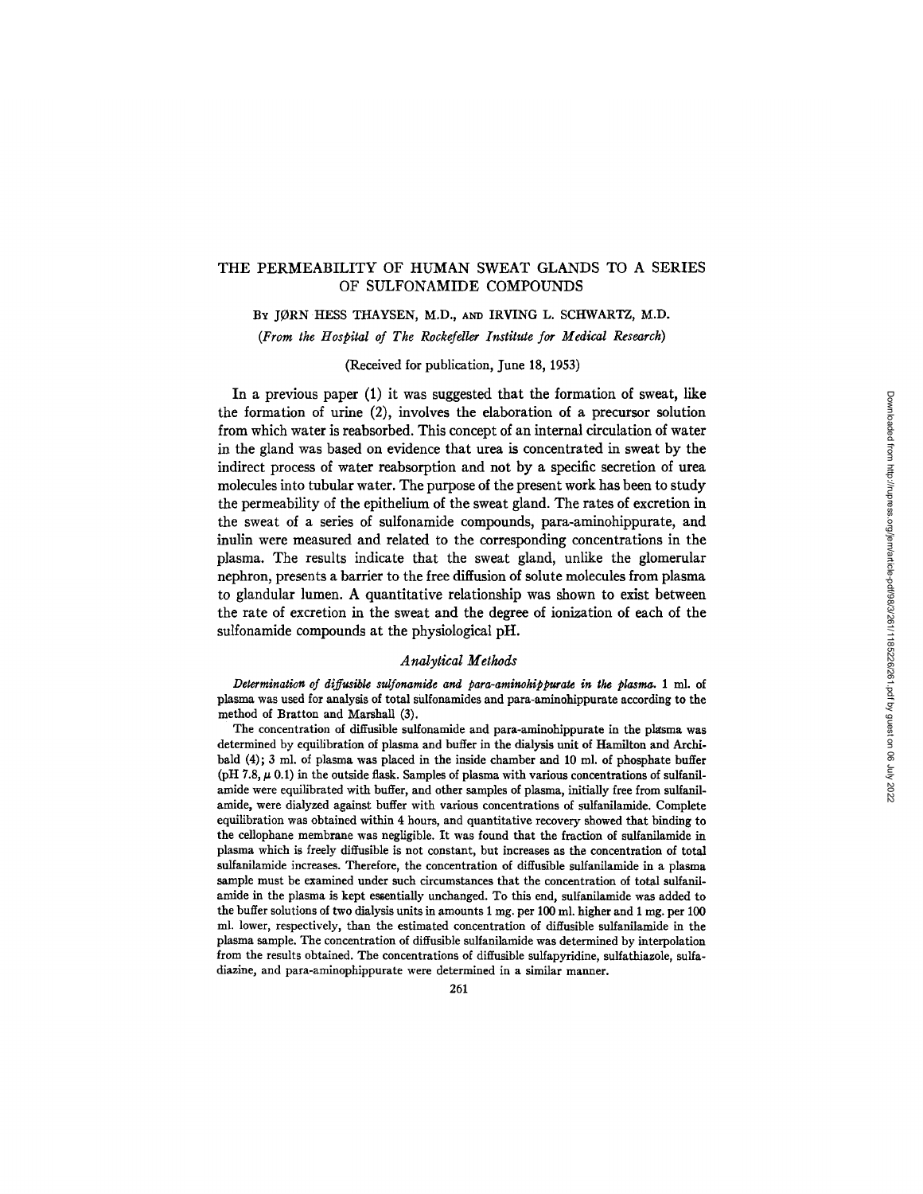# THE PERMEABILITY OF HUMAN SWEAT GLANDS TO A SERIES OF SULFONAMIDE COMPOUNDS

By JØRN HESS THAYSEN, M.D., AND IRVING L. SCHWARTZ, M.D.

*(From the Hospital of The Rockefeller Institute for Medical Research)*

(Received for publication, June 18, 1953)

In a previous paper (1) it was suggested that the formation of sweat, like the formation of urine (2), involves the elaboration of a precursor solution from which water is reabsorbed. This concept of an internal circulation of water in the gland was based on evidence that urea is concentrated in sweat by the indirect process of water reabsorption and not by a specific secretion of urea molecules into tubular water. The purpose of the present work has been to study the permeability of the epithelium of the sweat gland. The rates of excretion in the sweat of a series of sulfonamide compounds, para-aminohippurate, and inulin were measured and related to the corresponding concentrations in the plasma. The results indicate that the sweat gland, unlike the glomerular nephron, presents a barrier to the free diffusion of solute molecules from plasma to glandular lumen. A quantitative relationship was shown to exist between the rate of excretion in the sweat and the degree of ionization of each of the sulfonamide compounds at the physiological pH.

## *Analytical Methods*

***Determination of diffusible sulfonamide and para-aminohippurate in the plasma.*** 1 ml. of plasma was used for analysis of total sulfonamides and para-aminohippurate according to the method of Bratton and Marshall (3).

The concentration of diffusible sulfonamide and para-aminohippurate in the plasma was determined by equilibration of plasma and buffer in the dialysis unit of Hamilton and Archibald (4); 3 ml. of plasma was placed in the inside chamber and 10 ml. of phosphate buffer (pH 7.8, $\mu$ 0.1) in the outside flask. Samples of plasma with various concentrations of sulfanilamide were equilibrated with buffer, and other samples of plasma, initially free from sulfanilamide, were dialyzed against buffer with various concentrations of sulfanilamide. Complete equilibration was obtained within 4 hours, and quantitative recovery showed that binding to the cellophane membrane was negligible. It was found that the fraction of sulfanilamide in plasma which is freely diffusible is not constant, but increases as the concentration of total sulfanilamide increases. Therefore, the concentration of diffusible sulfanilamide in a plasma sample must be examined under such circumstances that the concentration of total sulfanilamide in the plasma is kept essentially unchanged. To this end, sulfanilamide was added to the buffer solutions of two dialysis units in amounts 1 mg. per 100 ml. higher and 1 mg. per 100 ml. lower, respectively, than the estimated concentration of diffusible sulfanilamide in the plasma sample. The concentration of diffusible sulfanilamide was determined by interpolation from the results obtained. The concentrations of diffusible sulfapyridine, sulfathiazole, sulfadiazine, and para-aminophippurate were determined in a similar manner.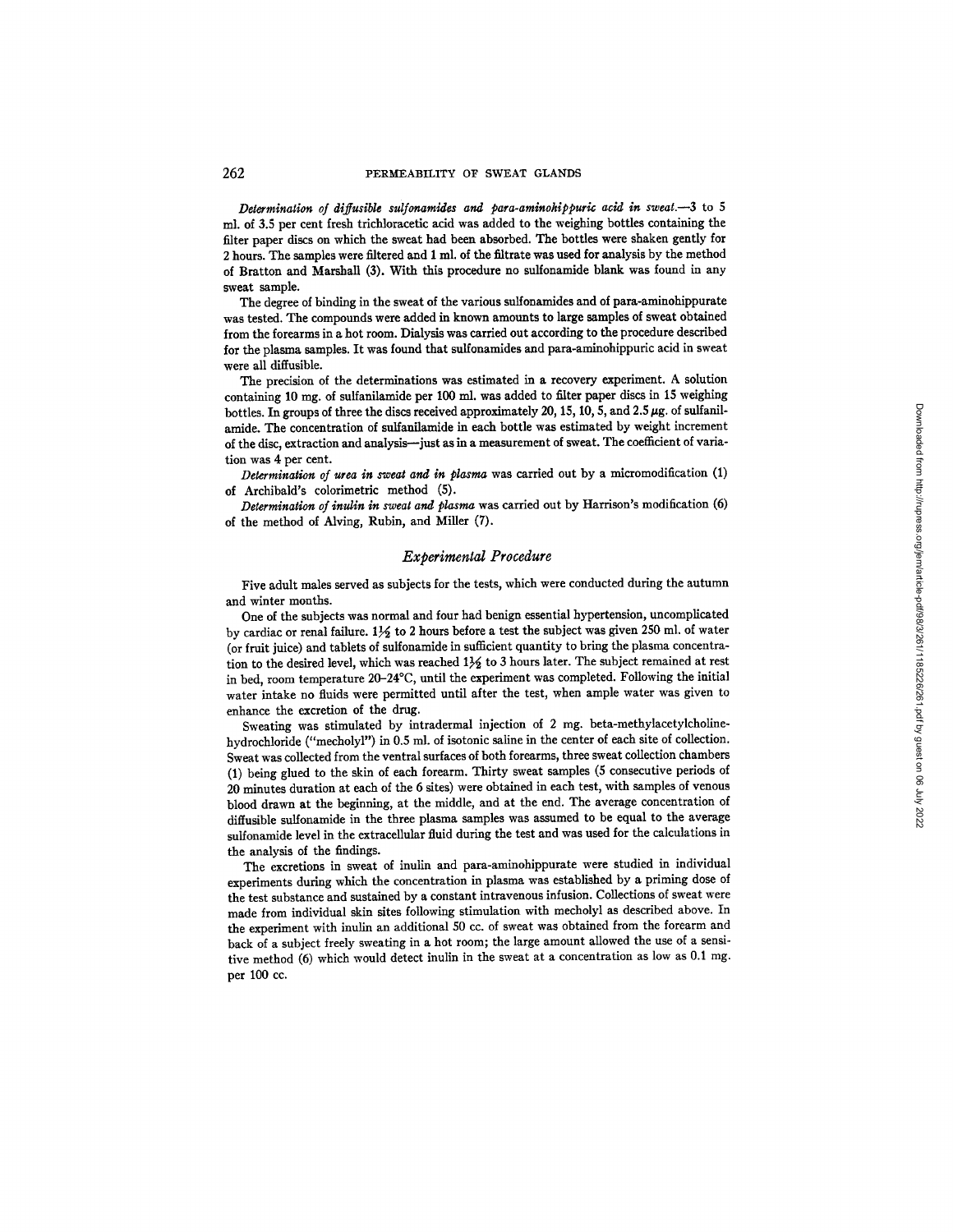*Determination of diffusible sulfonamides and para-aminohippuric acid in sweat.*—3 to 5 ml. of 3.5 per cent fresh trichloracetic acid was added to the weighing bottles containing the filter paper discs on which the sweat had been absorbed. The bottles were shaken gently for 2 hours. The samples were filtered and 1 ml. of the filtrate was used for analysis by the method of Bratton and Marshall (3). With this procedure no sulfonamide blank was found in any sweat sample.

The degree of binding in the sweat of the various sulfonamides and of para-aminohippurate was tested. The compounds were added in known amounts to large samples of sweat obtained from the forearms in a hot room. Dialysis was carried out according to the procedure described for the plasma samples. It was found that sulfonamides and para-aminohippuric acid in sweat were all diffusible.

The precision of the determinations was estimated in a recovery experiment. A solution containing 10 mg. of sulfanilamide per 100 ml. was added to filter paper discs in 15 weighing bottles. In groups of three the discs received approximately 20, 15, 10, 5, and 2.5 $\mu$g. of sulfanilamide. The concentration of sulfanilamide in each bottle was estimated by weight increment of the disc, extraction and analysis—just as in a measurement of sweat. The coefficient of variation was 4 per cent.

*Determination of urea in sweat and in plasma* was carried out by a micromodification (1) of Archibald's colorimetric method (5).

*Determination of inulin in sweat and plasma* was carried out by Harrison's modification (6) of the method of Alving, Rubin, and Miller (7).

## *Experimental Procedure*

Five adult males served as subjects for the tests, which were conducted during the autumn and winter months.

One of the subjects was normal and four had benign essential hypertension, uncomplicated by cardiac or renal failure. 1½ to 2 hours before a test the subject was given 250 ml. of water (or fruit juice) and tablets of sulfonamide in sufficient quantity to bring the plasma concentration to the desired level, which was reached 1½ to 3 hours later. The subject remained at rest in bed, room temperature 20–24°C, until the experiment was completed. Following the initial water intake no fluids were permitted until after the test, when ample water was given to enhance the excretion of the drug.

Sweating was stimulated by intradermal injection of 2 mg. beta-methylacetylcholine-hydrochloride ("mecholyl") in 0.5 ml. of isotonic saline in the center of each site of collection. Sweat was collected from the ventral surfaces of both forearms, three sweat collection chambers (1) being glued to the skin of each forearm. Thirty sweat samples (5 consecutive periods of 20 minutes duration at each of the 6 sites) were obtained in each test, with samples of venous blood drawn at the beginning, at the middle, and at the end. The average concentration of diffusible sulfonamide in the three plasma samples was assumed to be equal to the average sulfonamide level in the extracellular fluid during the test and was used for the calculations in the analysis of the findings.

The excretions in sweat of inulin and para-aminohippurate were studied in individual experiments during which the concentration in plasma was established by a priming dose of the test substance and sustained by a constant intravenous infusion. Collections of sweat were made from individual skin sites following stimulation with mecholyl as described above. In the experiment with inulin an additional 50 cc. of sweat was obtained from the forearm and back of a subject freely sweating in a hot room; the large amount allowed the use of a sensitive method (6) which would detect inulin in the sweat at a concentration as low as 0.1 mg. per 100 cc.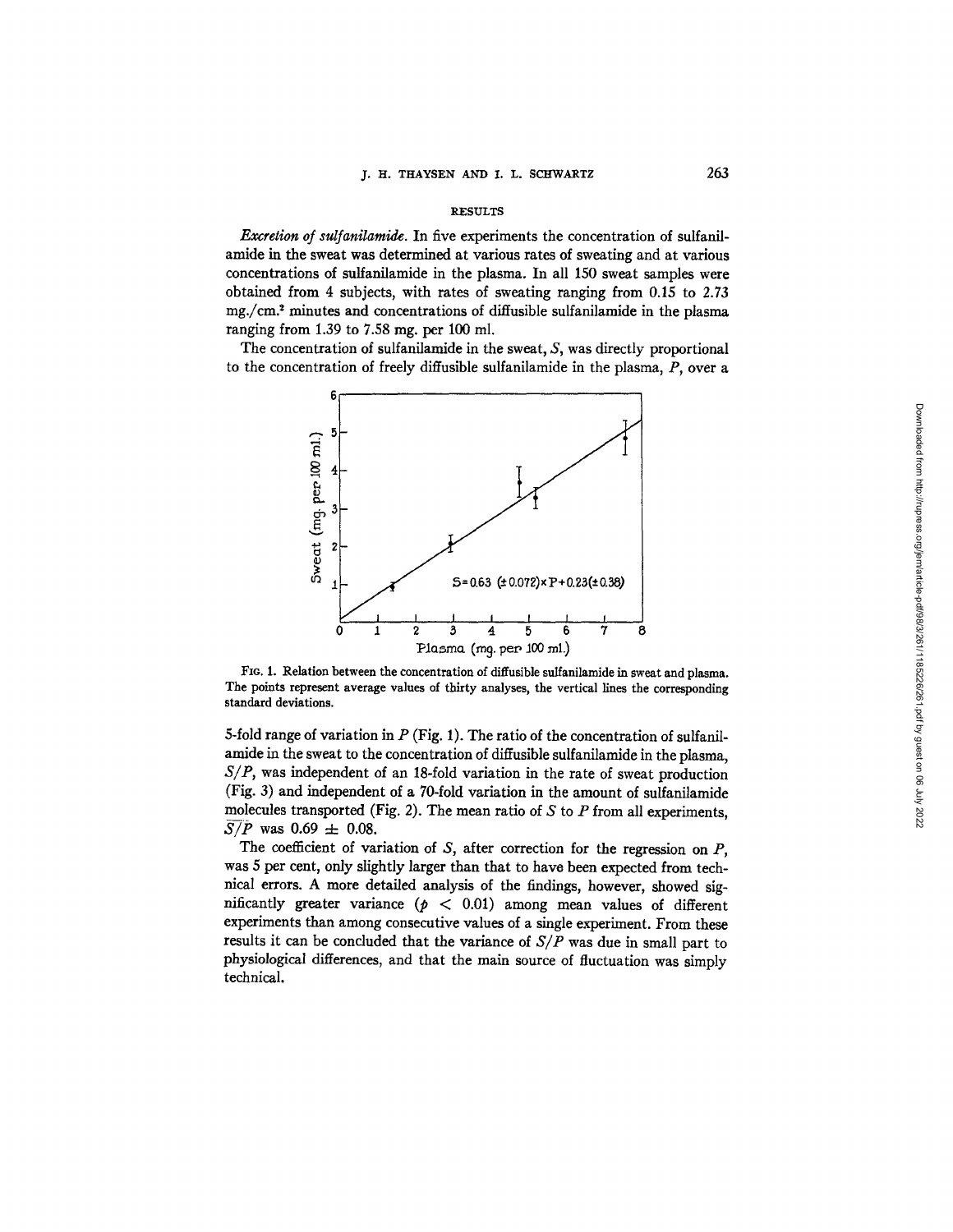## RESULTS

*Excretion of sulfanilamide.* In five experiments the concentration of sulfanilamide in the sweat was determined at various rates of sweating and at various concentrations of sulfanilamide in the plasma. In all 150 sweat samples were obtained from 4 subjects, with rates of sweating ranging from 0.15 to 2.73 mg./cm.$^2$ minutes and concentrations of diffusible sulfanilamide in the plasma ranging from 1.39 to 7.58 mg. per 100 ml.

The concentration of sulfanilamide in the sweat, $S$, was directly proportional to the concentration of freely diffusible sulfanilamide in the plasma, $P$, over a 5-fold range of variation in $P$ (Fig. 1). The ratio of the concentration of sulfanilamide in the sweat to the concentration of diffusible sulfanilamide in the plasma, $S/P$, was independent of an 18-fold variation in the rate of sweat production (Fig. 3) and independent of a 70-fold variation in the amount of sulfanilamide molecules transported (Fig. 2). The mean ratio of $S$ to $P$ from all experiments, $\overline{S/P}$ was $0.69 \pm 0.08$.

FIG. 1. Relation between the concentration of diffusible sulfanilamide in sweat and plasma. The points represent average values of thirty analyses, the vertical lines the corresponding standard deviations.

The coefficient of variation of $S$, after correction for the regression on $P$, was 5 per cent, only slightly larger than that to have been expected from technical errors. A more detailed analysis of the findings, however, showed significantly greater variance ($p < 0.01$) among mean values of different experiments than among consecutive values of a single experiment. From these results it can be concluded that the variance of $S/P$ was due in small part to physiological differences, and that the main source of fluctuation was simply technical.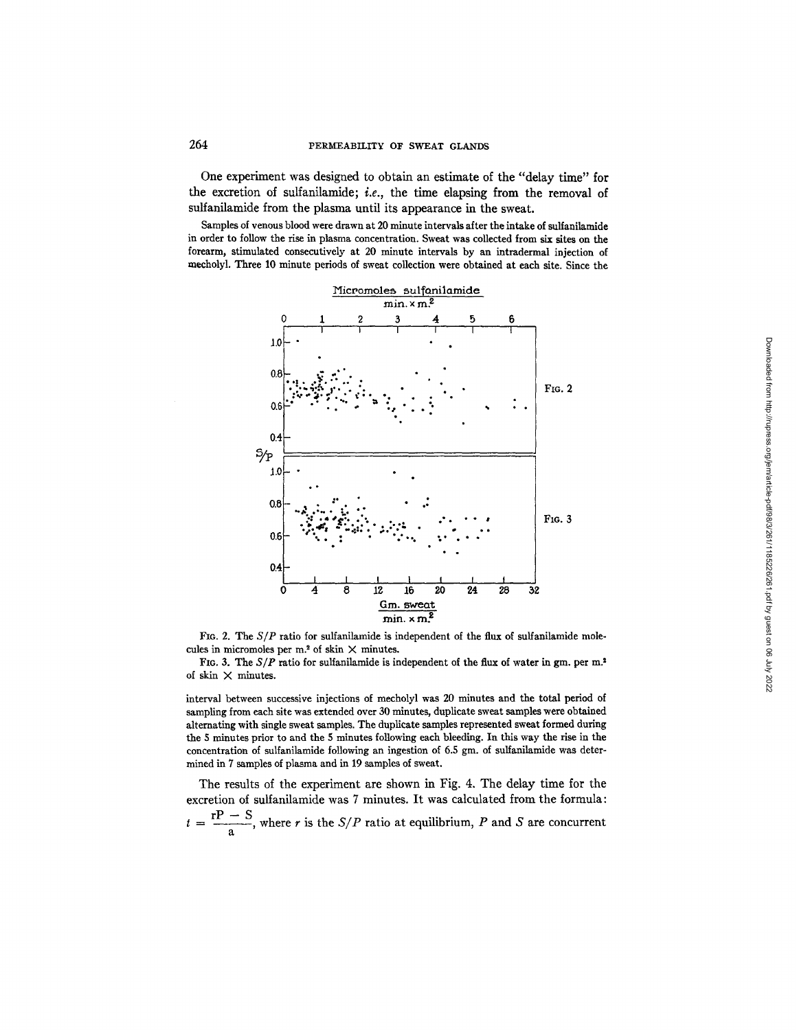One experiment was designed to obtain an estimate of the "delay time" for the excretion of sulfanilamide; *i.e.*, the time elapsing from the removal of sulfanilamide from the plasma until its appearance in the sweat.

Samples of venous blood were drawn at 20 minute intervals after the intake of sulfanilamide in order to follow the rise in plasma concentration. Sweat was collected from six sites on the forearm, stimulated consecutively at 20 minute intervals by an intradermal injection of mecholyl. Three 10 minute periods of sweat collection were obtained at each site. Since the

FIG. 2. The $S/P$ ratio for sulfanilamide is independent of the flux of sulfanilamide molecules in micromoles per m.² of skin × minutes.

FIG. 3. The $S/P$ ratio for sulfanilamide is independent of the flux of water in gm. per m.² of skin × minutes.

interval between successive injections of mecholyl was 20 minutes and the total period of sampling from each site was extended over 30 minutes, duplicate sweat samples were obtained alternating with single sweat samples. The duplicate samples represented sweat formed during the 5 minutes prior to and the 5 minutes following each bleeding. In this way the rise in the concentration of sulfanilamide following an ingestion of 6.5 gm. of sulfanilamide was determined in 7 samples of plasma and in 19 samples of sweat.

The results of the experiment are shown in Fig. 4. The delay time for the excretion of sulfanilamide was 7 minutes. It was calculated from the formula: $t = \dfrac{rP - S}{a}$, where $r$ is the $S/P$ ratio at equilibrium, $P$ and $S$ are concurrent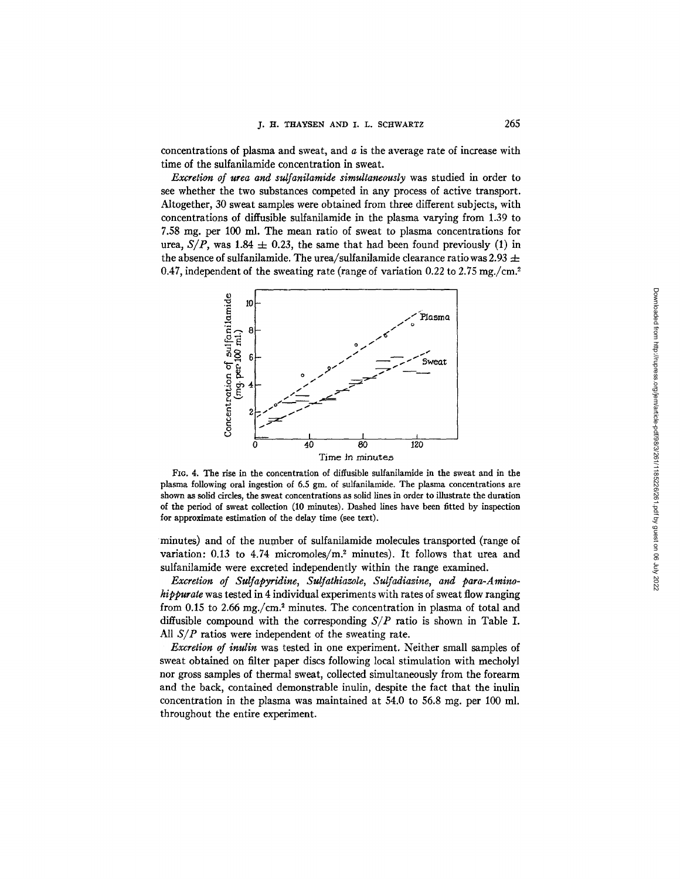concentrations of plasma and sweat, and $a$ is the average rate of increase with time of the sulfanilamide concentration in sweat.

*Excretion of urea and sulfanilamide simultaneously* was studied in order to see whether the two substances competed in any process of active transport. Altogether, 30 sweat samples were obtained from three different subjects, with concentrations of diffusible sulfanilamide in the plasma varying from 1.39 to 7.58 mg. per 100 ml. The mean ratio of sweat to plasma concentrations for urea, $S/P$, was $1.84 \pm 0.23$, the same that had been found previously (1) in the absence of sulfanilamide. The urea/sulfanilamide clearance ratio was $2.93 \pm 0.47$, independent of the sweating rate (range of variation 0.22 to 2.75 mg./cm.$^2$ minutes) and of the number of sulfanilamide molecules transported (range of variation: 0.13 to 4.74 micromoles/m.$^2$ minutes). It follows that urea and sulfanilamide were excreted independently within the range examined.

FIG. 4. The rise in the concentration of diffusible sulfanilamide in the sweat and in the plasma following oral ingestion of 6.5 gm. of sulfanilamide. The plasma concentrations are shown as solid circles, the sweat concentrations as solid lines in order to illustrate the duration of the period of sweat collection (10 minutes). Dashed lines have been fitted by inspection for approximate estimation of the delay time (see text).

*Excretion of Sulfapyridine, Sulfathiazole, Sulfadiazine, and para-Aminohippurate* was tested in 4 individual experiments with rates of sweat flow ranging from 0.15 to 2.66 mg./cm.$^2$ minutes. The concentration in plasma of total and diffusible compound with the corresponding $S/P$ ratio is shown in Table I. All $S/P$ ratios were independent of the sweating rate.

*Excretion of inulin* was tested in one experiment. Neither small samples of sweat obtained on filter paper discs following local stimulation with mecholyl nor gross samples of thermal sweat, collected simultaneously from the forearm and the back, contained demonstrable inulin, despite the fact that the inulin concentration in the plasma was maintained at 54.0 to 56.8 mg. per 100 ml. throughout the entire experiment.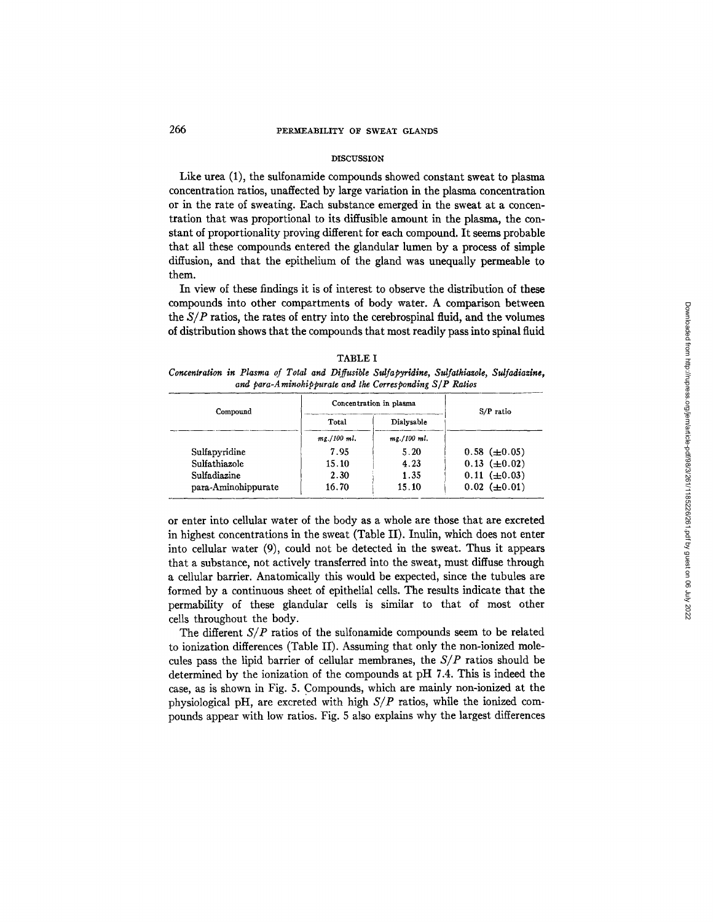## DISCUSSION

Like urea (1), the sulfonamide compounds showed constant sweat to plasma concentration ratios, unaffected by large variation in the plasma concentration or in the rate of sweating. Each substance emerged in the sweat at a concentration that was proportional to its diffusible amount in the plasma, the constant of proportionality proving different for each compound. It seems probable that all these compounds entered the glandular lumen by a process of simple diffusion, and that the epithelium of the gland was unequally permeable to them.

In view of these findings it is of interest to observe the distribution of these compounds into other compartments of body water. A comparison between the $S/P$ ratios, the rates of entry into the cerebrospinal fluid, and the volumes of distribution shows that the compounds that most readily pass into spinal fluid or enter into cellular water of the body as a whole are those that are excreted in highest concentrations in the sweat (Table II). Inulin, which does not enter into cellular water (9), could not be detected in the sweat. Thus it appears that a substance, not actively transferred into the sweat, must diffuse through a cellular barrier. Anatomically this would be expected, since the tubules are formed by a continuous sheet of epithelial cells. The results indicate that the permability of these glandular cells is similar to that of most other cells throughout the body.

TABLE I

*Concentration in Plasma of Total and Diffusible Sulfapyridine, Sulfathiazole, Sulfadiazine, and para-Aminohippurate and the Corresponding S/P Ratios*

| Compound | Concentration in plasma | | S/P ratio |
|---|---|---|---|
| | Total | Dialysable | |
| | *mg./100 ml.* | *mg./100 ml.* | |
| Sulfapyridine | 7.95 | 5.20 | 0.58 (±0.05) |
| Sulfathiazole | 15.10 | 4.23 | 0.13 (±0.02) |
| Sulfadiazine | 2.30 | 1.35 | 0.11 (±0.03) |
| para-Aminohippurate | 16.70 | 15.10 | 0.02 (±0.01) |

The different $S/P$ ratios of the sulfonamide compounds seem to be related to ionization differences (Table II). Assuming that only the non-ionized molecules pass the lipid barrier of cellular membranes, the $S/P$ ratios should be determined by the ionization of the compounds at pH 7.4. This is indeed the case, as is shown in Fig. 5. Compounds, which are mainly non-ionized at the physiological pH, are excreted with high $S/P$ ratios, while the ionized compounds appear with low ratios. Fig. 5 also explains why the largest differences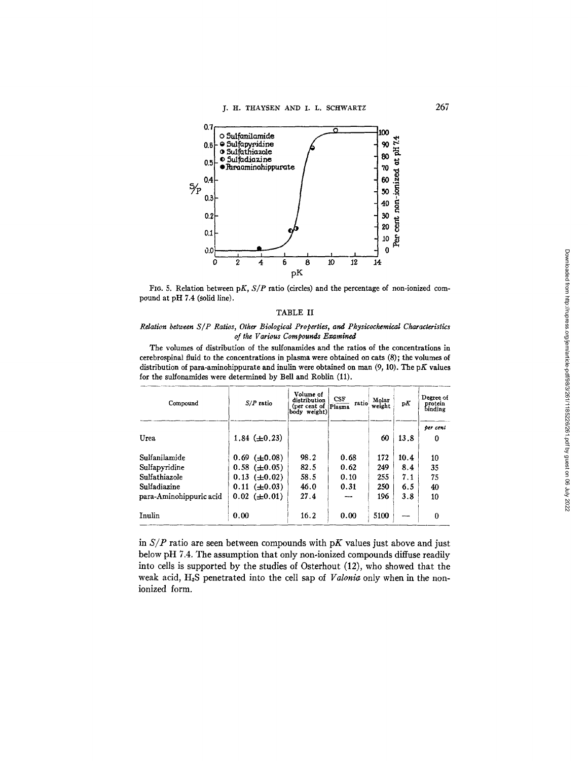FIG. 5. Relation between p$K$, $S/P$ ratio (circles) and the percentage of non-ionized compound at pH 7.4 (solid line).

TABLE II

*Relation between S/P Ratios, Other Biological Properties, and Physicochemical Characteristics of the Various Compounds Examined*

The volumes of distribution of the sulfonamides and the ratios of the concentrations in cerebrospinal fluid to the concentrations in plasma were obtained on cats (8); the volumes of distribution of para-aminohippurate and inulin were obtained on man (9, 10). The p$K$ values for the sulfonamides were determined by Bell and Roblin (11).

| Compound | $S/P$ ratio | Volume of distribution (per cent of body weight) | $\frac{\text{CSF}}{\text{Plasma}}$ ratio | Molar weight | p$K$ | Degree of protein binding |
|---|---|---|---|---|---|---|
| | | | | | | *per cent* |
| Urea | 1.84 (±0.23) | | | 60 | 13.8 | 0 |
| Sulfanilamide | 0.69 (±0.08) | 98.2 | 0.68 | 172 | 10.4 | 10 |
| Sulfapyridine | 0.58 (±0.05) | 82.5 | 0.62 | 249 | 8.4 | 35 |
| Sulfathiazole | 0.13 (±0.02) | 58.5 | 0.10 | 255 | 7.1 | 75 |
| Sulfadiazine | 0.11 (±0.03) | 46.0 | 0.31 | 250 | 6.5 | 40 |
| para-Aminohippuric acid | 0.02 (±0.01) | 27.4 | — | 196 | 3.8 | 10 |
| Inulin | 0.00 | 16.2 | 0.00 | 5100 | — | 0 |

in $S/P$ ratio are seen between compounds with p$K$ values just above and just below pH 7.4. The assumption that only non-ionized compounds diffuse readily into cells is supported by the studies of Osterhout (12), who showed that the weak acid, $H_2S$ penetrated into the cell sap of *Valonia* only when in the non-ionized form.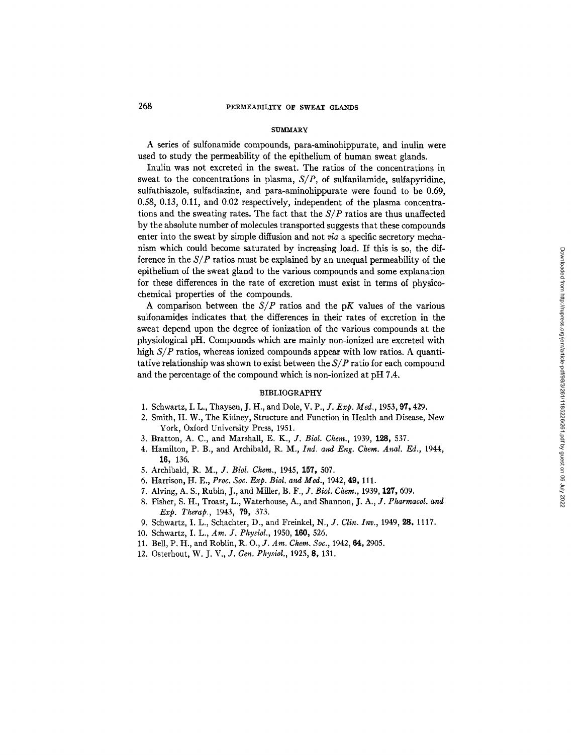## SUMMARY

A series of sulfonamide compounds, para-aminohippurate, and inulin were used to study the permeability of the epithelium of human sweat glands.

Inulin was not excreted in the sweat. The ratios of the concentrations in sweat to the concentrations in plasma, *S/P*, of sulfanilamide, sulfapyridine, sulfathiazole, sulfadiazine, and para-aminohippurate were found to be 0.69, 0.58, 0.13, 0.11, and 0.02 respectively, independent of the plasma concentrations and the sweating rates. The fact that the *S/P* ratios are thus unaffected by the absolute number of molecules transported suggests that these compounds enter into the sweat by simple diffusion and not *via* a specific secretory mechanism which could become saturated by increasing load. If this is so, the difference in the *S/P* ratios must be explained by an unequal permeability of the epithelium of the sweat gland to the various compounds and some explanation for these differences in the rate of excretion must exist in terms of physicochemical properties of the compounds.

A comparison between the *S/P* ratios and the p*K* values of the various sulfonamides indicates that the differences in their rates of excretion in the sweat depend upon the degree of ionization of the various compounds at the physiological pH. Compounds which are mainly non-ionized are excreted with high *S/P* ratios, whereas ionized compounds appear with low ratios. A quantitative relationship was shown to exist between the *S/P* ratio for each compound and the percentage of the compound which is non-ionized at pH 7.4.

## BIBLIOGRAPHY

1. Schwartz, I. L., Thaysen, J. H., and Dole, V. P., *J. Exp. Med.*, 1953, **97**, 429.
2. Smith, H. W., The Kidney, Structure and Function in Health and Disease, New York, Oxford University Press, 1951.
3. Bratton, A. C., and Marshall, E. K., *J. Biol. Chem.*, 1939, **128**, 537.
4. Hamilton, P. B., and Archibald, R. M., *Ind. and Eng. Chem. Anal. Ed.*, 1944, **16**, 136.
5. Archibald, R. M., *J. Biol. Chem.*, 1945, **157**, 507.
6. Harrison, H. E., *Proc. Soc. Exp. Biol. and Med.*, 1942, **49**, 111.
7. Alving, A. S., Rubin, J., and Miller, B. F., *J. Biol. Chem.*, 1939, **127**, 609.
8. Fisher, S. H., Troast, L., Waterhouse, A., and Shannon, J. A., *J. Pharmacol. and Exp. Therap.*, 1943, **79**, 373.
9. Schwartz, I. L., Schachter, D., and Freinkel, N., *J. Clin. Inv.*, 1949, **28**, 1117.
10. Schwartz, I. L., *Am. J. Physiol.*, 1950, **160**, 526.
11. Bell, P. H., and Roblin, R. O., *J. Am. Chem. Soc.*, 1942, **64**, 2905.
12. Osterhout, W. J. V., *J. Gen. Physiol.*, 1925, **8**, 131.